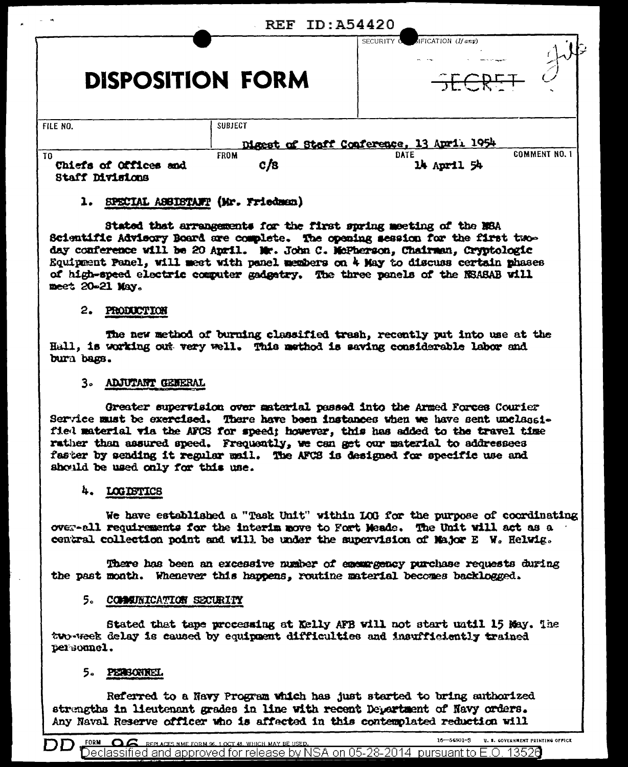REF ID:A54420

# DISPOSITION FORM

SECURITY CLASSIFICATION (If any)

SECRET

| FILE NO. | SUBJECT | | |
|---|---|---|---|
| | Digest of Staff Conference, 13 April 1954 | | |
| TO | FROM | DATE | COMMENT NO. 1 |
| Chiefs of Offices and Staff Divisions | C/S | 14 April 54 | |

1. SPECIAL ASSISTANT (Mr. Friedman)

Stated that arrangements for the first spring meeting of the NSA Scientific Advisory Board are complete. The opening session for the first two-day conference will be 20 April. Mr. John C. McPherson, Chairman, Cryptologic Equipment Panel, will meet with panel members on 4 May to discuss certain phases of high-speed electric computer gadgetry. The three panels of the NSASAB will meet 20-21 May.

2. PRODUCTION

The new method of burning classified trash, recently put into use at the Hall, is working out very well. This method is saving considerable labor and burn bags.

3. ADJUTANT GENERAL

Greater supervision over material passed into the Armed Forces Courier Service must be exercised. There have been instances when we have sent unclassified material via the AFCS for speed; however, this has added to the travel time rather than assured speed. Frequently, we can get our material to addressees faster by sending it regular mail. The AFCS is designed for specific use and should be used only for this use.

4. LOGISTICS

We have established a "Task Unit" within LOG for the purpose of coordinating over-all requirements for the interim move to Fort Meade. The Unit will act as a central collection point and will be under the supervision of Major E W. Helwig.

There has been an excessive number of emergency purchase requests during the past month. Whenever this happens, routine material becomes backlogged.

5. COMMUNICATION SECURITY

Stated that tape processing at Kelly AFB will not start until 15 May. The two-week delay is caused by equipment difficulties and insufficiently trained personnel.

5. PERSONNEL

Referred to a Navy Program which has just started to bring authorized strengths in lieutenant grades in line with recent Department of Navy orders. Any Naval Reserve officer who is affected in this contemplated reduction will

DD FORM 96 REPLACES NME FORM 96, 1 OCT 48, WHICH MAY BE USED.

Declassified and approved for release by NSA on 05-28-2014 pursuant to E.O. 13526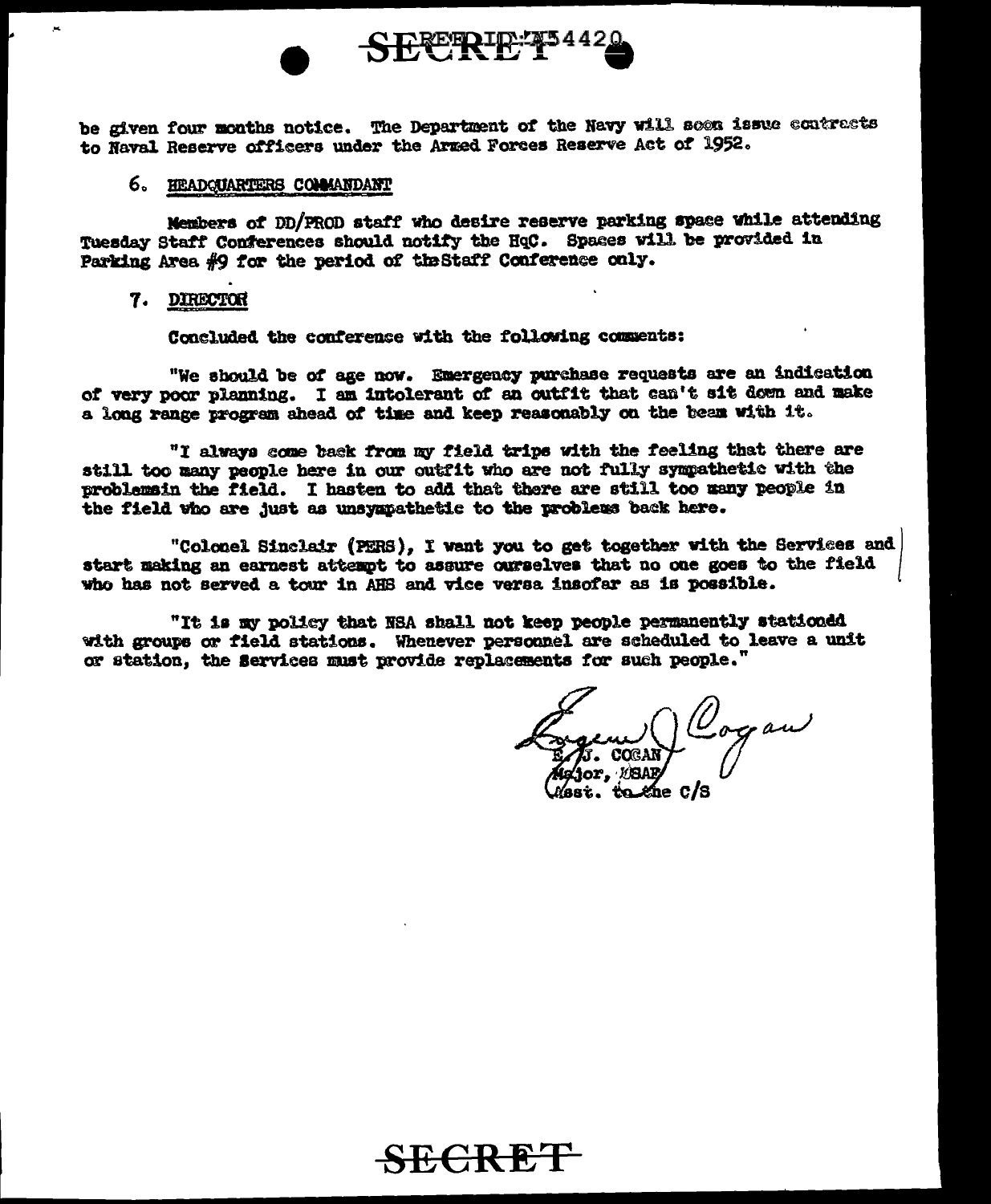be given four months notice. The Department of the Navy will soon issue contracts to Naval Reserve officers under the Armed Forces Reserve Act of 1952.

6. HEADQUARTERS COMMANDANT

Members of DD/PROD staff who desire reserve parking space while attending Tuesday Staff Conferences should notify the HqC. Spaces will be provided in Parking Area #9 for the period of the Staff Conference only.

7. DIRECTOR

Concluded the conference with the following comments:

"We should be of age now. Emergency purchase requests are an indication of very poor planning. I am intolerant of an outfit that can't sit down and make a long range program ahead of time and keep reasonably on the beam with it.

"I always come back from my field trips with the feeling that there are still too many people here in our outfit who are not fully sympathetic with the problemsin the field. I hasten to add that there are still too many people in the field who are just as unsympathetic to the problems back here.

"Colonel Sinclair (PERS), I want you to get together with the Services and start making an earnest attempt to assure ourselves that no one goes to the field who has not served a tour in AHS and vice versa insofar as is possible.

"It is my policy that NSA shall not keep people permanently stationdd with groups or field stations. Whenever personnel are scheduled to leave a unit or station, the Services must provide replacements for such people."

E. J. COGAN
Major, USAF
Asst. to the C/S

SECRET